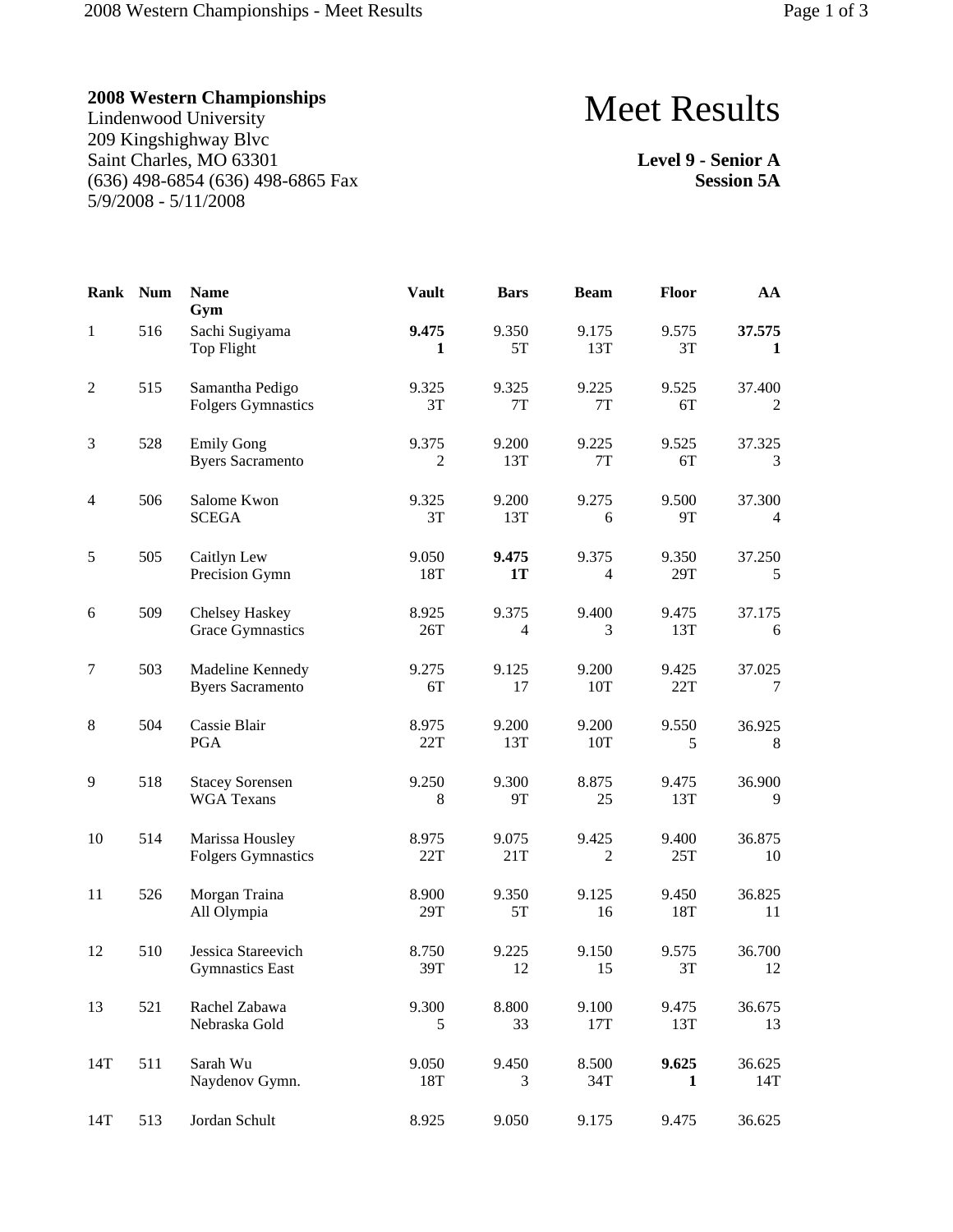**2008 Western Championships**
Lindenwood University
209 Kingshighway Blvc
Saint Charles, MO 63301
(636) 498-6854 (636) 498-6865 Fax
5/9/2008 - 5/11/2008

# Meet Results

**Level 9 - Senior A**
**Session 5A**

| Rank | Num | Name / Gym | Vault | Bars | Beam | Floor | AA |
|---|---|---|---|---|---|---|---|
| 1 | 516 | Sachi Sugiyama<br>Top Flight | **9.475**<br>**1** | 9.350<br>5T | 9.175<br>13T | 9.575<br>3T | **37.575**<br>**1** |
| 2 | 515 | Samantha Pedigo<br>Folgers Gymnastics | 9.325<br>3T | 9.325<br>7T | 9.225<br>7T | 9.525<br>6T | 37.400<br>2 |
| 3 | 528 | Emily Gong<br>Byers Sacramento | 9.375<br>2 | 9.200<br>13T | 9.225<br>7T | 9.525<br>6T | 37.325<br>3 |
| 4 | 506 | Salome Kwon<br>SCEGA | 9.325<br>3T | 9.200<br>13T | 9.275<br>6 | 9.500<br>9T | 37.300<br>4 |
| 5 | 505 | Caitlyn Lew<br>Precision Gymn | 9.050<br>18T | **9.475**<br>**1T** | 9.375<br>4 | 9.350<br>29T | 37.250<br>5 |
| 6 | 509 | Chelsey Haskey<br>Grace Gymnastics | 8.925<br>26T | 9.375<br>4 | 9.400<br>3 | 9.475<br>13T | 37.175<br>6 |
| 7 | 503 | Madeline Kennedy<br>Byers Sacramento | 9.275<br>6T | 9.125<br>17 | 9.200<br>10T | 9.425<br>22T | 37.025<br>7 |
| 8 | 504 | Cassie Blair<br>PGA | 8.975<br>22T | 9.200<br>13T | 9.200<br>10T | 9.550<br>5 | 36.925<br>8 |
| 9 | 518 | Stacey Sorensen<br>WGA Texans | 9.250<br>8 | 9.300<br>9T | 8.875<br>25 | 9.475<br>13T | 36.900<br>9 |
| 10 | 514 | Marissa Housley<br>Folgers Gymnastics | 8.975<br>22T | 9.075<br>21T | 9.425<br>2 | 9.400<br>25T | 36.875<br>10 |
| 11 | 526 | Morgan Traina<br>All Olympia | 8.900<br>29T | 9.350<br>5T | 9.125<br>16 | 9.450<br>18T | 36.825<br>11 |
| 12 | 510 | Jessica Stareevich<br>Gymnastics East | 8.750<br>39T | 9.225<br>12 | 9.150<br>15 | 9.575<br>3T | 36.700<br>12 |
| 13 | 521 | Rachel Zabawa<br>Nebraska Gold | 9.300<br>5 | 8.800<br>33 | 9.100<br>17T | 9.475<br>13T | 36.675<br>13 |
| 14T | 511 | Sarah Wu<br>Naydenov Gymn. | 9.050<br>18T | 9.450<br>3 | 8.500<br>34T | **9.625**<br>**1** | 36.625<br>14T |
| 14T | 513 | Jordan Schult | 8.925 | 9.050 | 9.175 | 9.475 | 36.625 |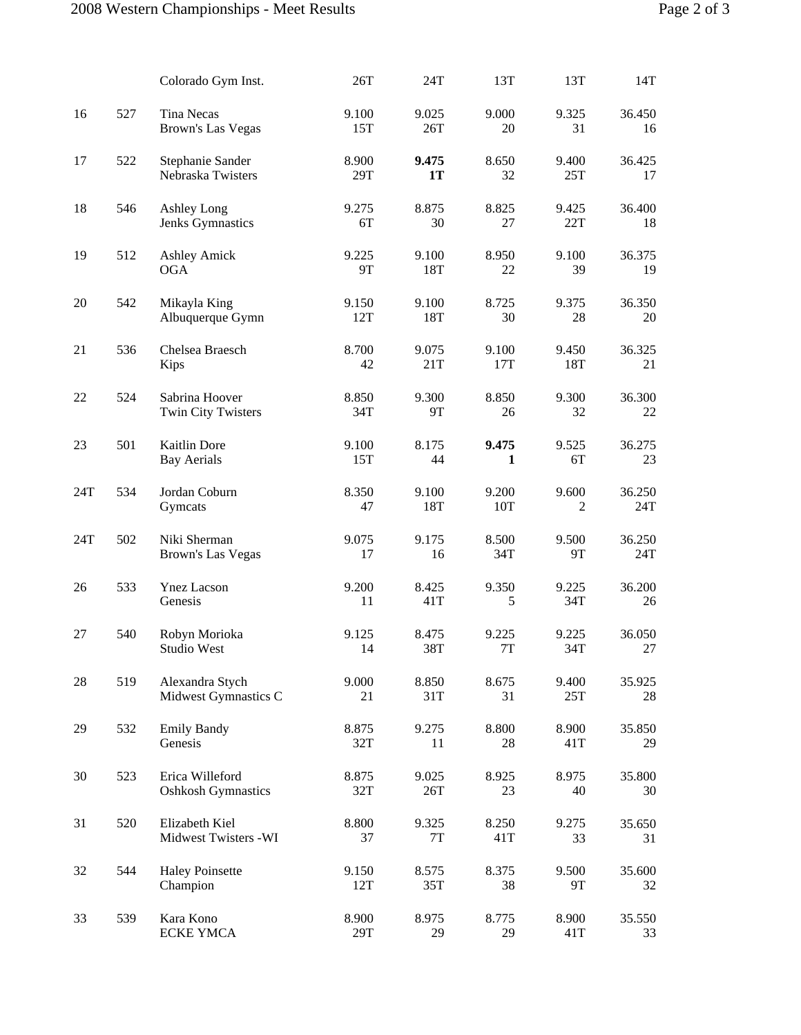| | | | | | | | |
|---|---|---|---|---|---|---|---|
| | | Colorado Gym Inst. | 26T | 24T | 13T | 13T | 14T |
| 16 | 527 | Tina Necas<br>Brown's Las Vegas | 9.100<br>15T | 9.025<br>26T | 9.000<br>20 | 9.325<br>31 | 36.450<br>16 |
| 17 | 522 | Stephanie Sander<br>Nebraska Twisters | 8.900<br>29T | **9.475**<br>**1T** | 8.650<br>32 | 9.400<br>25T | 36.425<br>17 |
| 18 | 546 | Ashley Long<br>Jenks Gymnastics | 9.275<br>6T | 8.875<br>30 | 8.825<br>27 | 9.425<br>22T | 36.400<br>18 |
| 19 | 512 | Ashley Amick<br>OGA | 9.225<br>9T | 9.100<br>18T | 8.950<br>22 | 9.100<br>39 | 36.375<br>19 |
| 20 | 542 | Mikayla King<br>Albuquerque Gymn | 9.150<br>12T | 9.100<br>18T | 8.725<br>30 | 9.375<br>28 | 36.350<br>20 |
| 21 | 536 | Chelsea Braesch<br>Kips | 8.700<br>42 | 9.075<br>21T | 9.100<br>17T | 9.450<br>18T | 36.325<br>21 |
| 22 | 524 | Sabrina Hoover<br>Twin City Twisters | 8.850<br>34T | 9.300<br>9T | 8.850<br>26 | 9.300<br>32 | 36.300<br>22 |
| 23 | 501 | Kaitlin Dore<br>Bay Aerials | 9.100<br>15T | 8.175<br>44 | **9.475**<br>**1** | 9.525<br>6T | 36.275<br>23 |
| 24T | 534 | Jordan Coburn<br>Gymcats | 8.350<br>47 | 9.100<br>18T | 9.200<br>10T | 9.600<br>2 | 36.250<br>24T |
| 24T | 502 | Niki Sherman<br>Brown's Las Vegas | 9.075<br>17 | 9.175<br>16 | 8.500<br>34T | 9.500<br>9T | 36.250<br>24T |
| 26 | 533 | Ynez Lacson<br>Genesis | 9.200<br>11 | 8.425<br>41T | 9.350<br>5 | 9.225<br>34T | 36.200<br>26 |
| 27 | 540 | Robyn Morioka<br>Studio West | 9.125<br>14 | 8.475<br>38T | 9.225<br>7T | 9.225<br>34T | 36.050<br>27 |
| 28 | 519 | Alexandra Stych<br>Midwest Gymnastics C | 9.000<br>21 | 8.850<br>31T | 8.675<br>31 | 9.400<br>25T | 35.925<br>28 |
| 29 | 532 | Emily Bandy<br>Genesis | 8.875<br>32T | 9.275<br>11 | 8.800<br>28 | 8.900<br>41T | 35.850<br>29 |
| 30 | 523 | Erica Willeford<br>Oshkosh Gymnastics | 8.875<br>32T | 9.025<br>26T | 8.925<br>23 | 8.975<br>40 | 35.800<br>30 |
| 31 | 520 | Elizabeth Kiel<br>Midwest Twisters -WI | 8.800<br>37 | 9.325<br>7T | 8.250<br>41T | 9.275<br>33 | 35.650<br>31 |
| 32 | 544 | Haley Poinsette<br>Champion | 9.150<br>12T | 8.575<br>35T | 8.375<br>38 | 9.500<br>9T | 35.600<br>32 |
| 33 | 539 | Kara Kono<br>ECKE YMCA | 8.900<br>29T | 8.975<br>29 | 8.775<br>29 | 8.900<br>41T | 35.550<br>33 |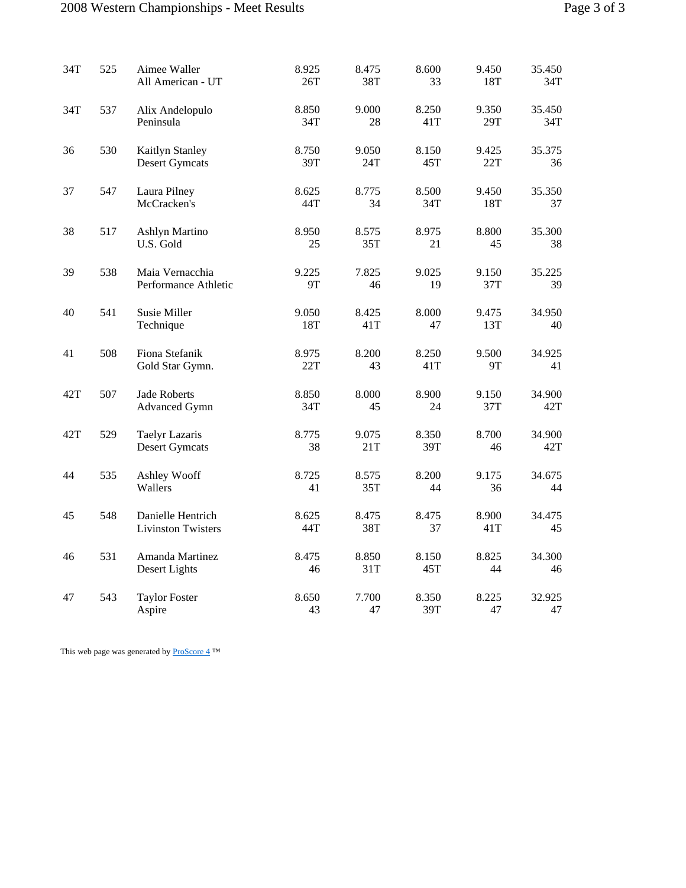| | | | | | | | |
|---|---|---|---|---|---|---|---|
| 34T | 525 | Aimee Waller<br>All American - UT | 8.925<br>26T | 8.475<br>38T | 8.600<br>33 | 9.450<br>18T | 35.450<br>34T |
| 34T | 537 | Alix Andelopulo<br>Peninsula | 8.850<br>34T | 9.000<br>28 | 8.250<br>41T | 9.350<br>29T | 35.450<br>34T |
| 36 | 530 | Kaitlyn Stanley<br>Desert Gymcats | 8.750<br>39T | 9.050<br>24T | 8.150<br>45T | 9.425<br>22T | 35.375<br>36 |
| 37 | 547 | Laura Pilney<br>McCracken's | 8.625<br>44T | 8.775<br>34 | 8.500<br>34T | 9.450<br>18T | 35.350<br>37 |
| 38 | 517 | Ashlyn Martino<br>U.S. Gold | 8.950<br>25 | 8.575<br>35T | 8.975<br>21 | 8.800<br>45 | 35.300<br>38 |
| 39 | 538 | Maia Vernacchia<br>Performance Athletic | 9.225<br>9T | 7.825<br>46 | 9.025<br>19 | 9.150<br>37T | 35.225<br>39 |
| 40 | 541 | Susie Miller<br>Technique | 9.050<br>18T | 8.425<br>41T | 8.000<br>47 | 9.475<br>13T | 34.950<br>40 |
| 41 | 508 | Fiona Stefanik<br>Gold Star Gymn. | 8.975<br>22T | 8.200<br>43 | 8.250<br>41T | 9.500<br>9T | 34.925<br>41 |
| 42T | 507 | Jade Roberts<br>Advanced Gymn | 8.850<br>34T | 8.000<br>45 | 8.900<br>24 | 9.150<br>37T | 34.900<br>42T |
| 42T | 529 | Taelyr Lazaris<br>Desert Gymcats | 8.775<br>38 | 9.075<br>21T | 8.350<br>39T | 8.700<br>46 | 34.900<br>42T |
| 44 | 535 | Ashley Wooff<br>Wallers | 8.725<br>41 | 8.575<br>35T | 8.200<br>44 | 9.175<br>36 | 34.675<br>44 |
| 45 | 548 | Danielle Hentrich<br>Livinston Twisters | 8.625<br>44T | 8.475<br>38T | 8.475<br>37 | 8.900<br>41T | 34.475<br>45 |
| 46 | 531 | Amanda Martinez<br>Desert Lights | 8.475<br>46 | 8.850<br>31T | 8.150<br>45T | 8.825<br>44 | 34.300<br>46 |
| 47 | 543 | Taylor Foster<br>Aspire | 8.650<br>43 | 7.700<br>47 | 8.350<br>39T | 8.225<br>47 | 32.925<br>47 |

This web page was generated by ProScore 4 ™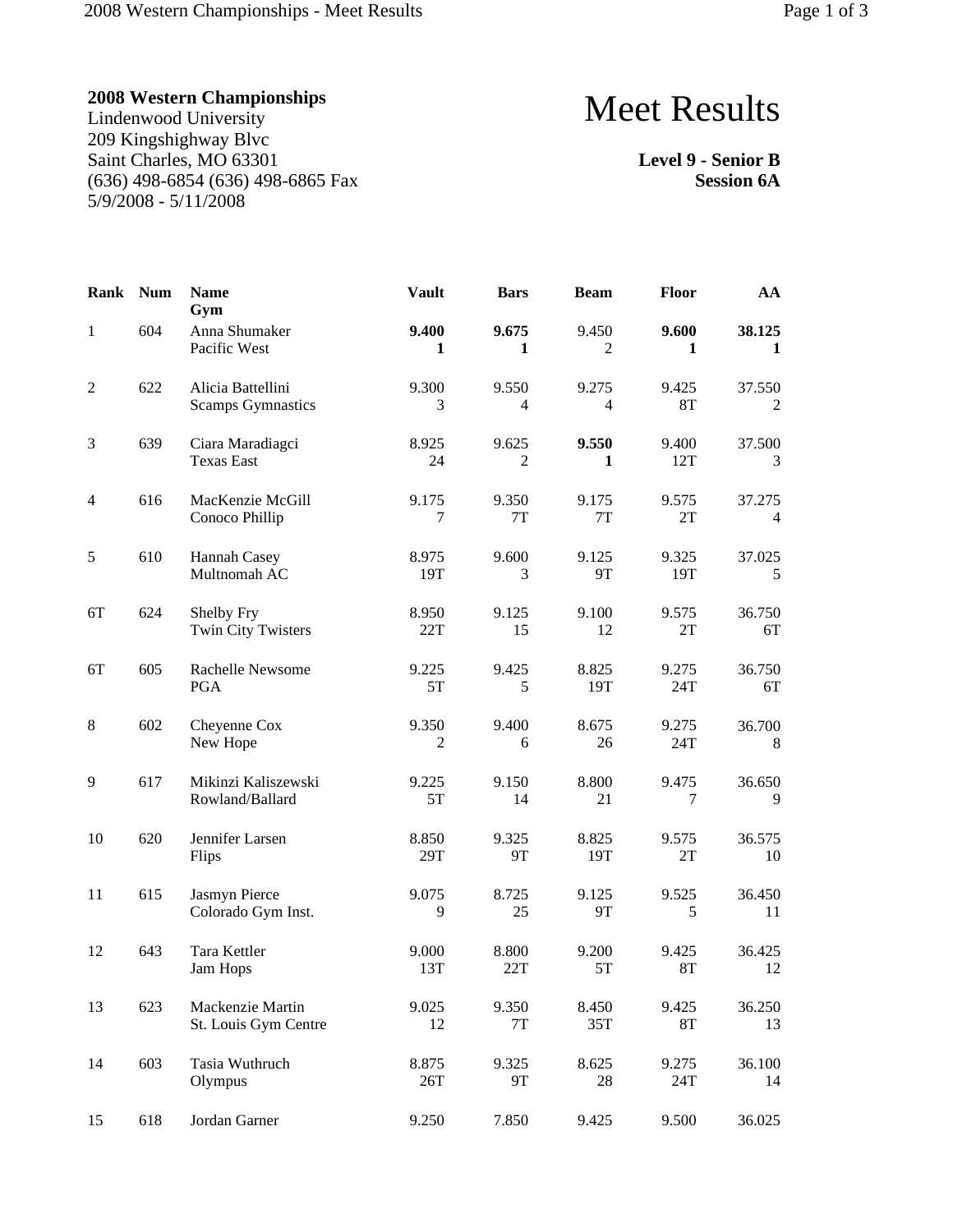**2008 Western Championships**
Lindenwood University
209 Kingshighway Blvc
Saint Charles, MO 63301
(636) 498-6854 (636) 498-6865 Fax
5/9/2008 - 5/11/2008

# Meet Results

**Level 9 - Senior B**
**Session 6A**

| Rank | Num | Name / Gym | Vault | Bars | Beam | Floor | AA |
|---|---|---|---|---|---|---|---|
| 1 | 604 | Anna Shumaker / Pacific West | **9.400** / **1** | **9.675** / **1** | 9.450 / 2 | **9.600** / **1** | **38.125** / **1** |
| 2 | 622 | Alicia Battellini / Scamps Gymnastics | 9.300 / 3 | 9.550 / 4 | 9.275 / 4 | 9.425 / 8T | 37.550 / 2 |
| 3 | 639 | Ciara Maradiagci / Texas East | 8.925 / 24 | 9.625 / 2 | **9.550** / **1** | 9.400 / 12T | 37.500 / 3 |
| 4 | 616 | MacKenzie McGill / Conoco Phillip | 9.175 / 7 | 9.350 / 7T | 9.175 / 7T | 9.575 / 2T | 37.275 / 4 |
| 5 | 610 | Hannah Casey / Multnomah AC | 8.975 / 19T | 9.600 / 3 | 9.125 / 9T | 9.325 / 19T | 37.025 / 5 |
| 6T | 624 | Shelby Fry / Twin City Twisters | 8.950 / 22T | 9.125 / 15 | 9.100 / 12 | 9.575 / 2T | 36.750 / 6T |
| 6T | 605 | Rachelle Newsome / PGA | 9.225 / 5T | 9.425 / 5 | 8.825 / 19T | 9.275 / 24T | 36.750 / 6T |
| 8 | 602 | Cheyenne Cox / New Hope | 9.350 / 2 | 9.400 / 6 | 8.675 / 26 | 9.275 / 24T | 36.700 / 8 |
| 9 | 617 | Mikinzi Kaliszewski / Rowland/Ballard | 9.225 / 5T | 9.150 / 14 | 8.800 / 21 | 9.475 / 7 | 36.650 / 9 |
| 10 | 620 | Jennifer Larsen / Flips | 8.850 / 29T | 9.325 / 9T | 8.825 / 19T | 9.575 / 2T | 36.575 / 10 |
| 11 | 615 | Jasmyn Pierce / Colorado Gym Inst. | 9.075 / 9 | 8.725 / 25 | 9.125 / 9T | 9.525 / 5 | 36.450 / 11 |
| 12 | 643 | Tara Kettler / Jam Hops | 9.000 / 13T | 8.800 / 22T | 9.200 / 5T | 9.425 / 8T | 36.425 / 12 |
| 13 | 623 | Mackenzie Martin / St. Louis Gym Centre | 9.025 / 12 | 9.350 / 7T | 8.450 / 35T | 9.425 / 8T | 36.250 / 13 |
| 14 | 603 | Tasia Wuthruch / Olympus | 8.875 / 26T | 9.325 / 9T | 8.625 / 28 | 9.275 / 24T | 36.100 / 14 |
| 15 | 618 | Jordan Garner | 9.250 | 7.850 | 9.425 | 9.500 | 36.025 |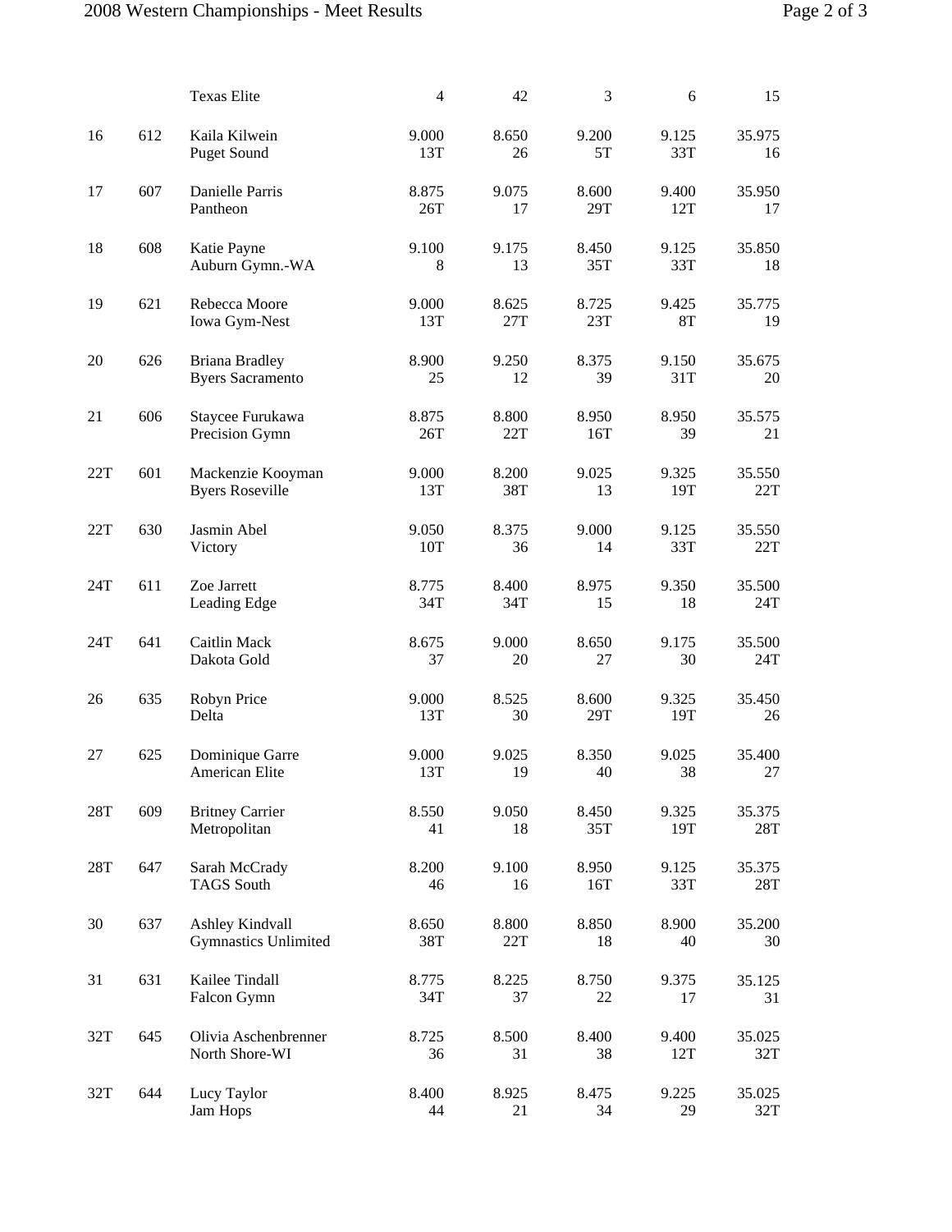| Place | # | Name / Club | Vault | Bars | Beam | Floor | AA |
|---|---|---|---|---|---|---|---|
| | | Texas Elite | 4 | 42 | 3 | 6 | 15 |
| 16 | 612 | Kaila Kilwein<br>Puget Sound | 9.000<br>13T | 8.650<br>26 | 9.200<br>5T | 9.125<br>33T | 35.975<br>16 |
| 17 | 607 | Danielle Parris<br>Pantheon | 8.875<br>26T | 9.075<br>17 | 8.600<br>29T | 9.400<br>12T | 35.950<br>17 |
| 18 | 608 | Katie Payne<br>Auburn Gymn.-WA | 9.100<br>8 | 9.175<br>13 | 8.450<br>35T | 9.125<br>33T | 35.850<br>18 |
| 19 | 621 | Rebecca Moore<br>Iowa Gym-Nest | 9.000<br>13T | 8.625<br>27T | 8.725<br>23T | 9.425<br>8T | 35.775<br>19 |
| 20 | 626 | Briana Bradley<br>Byers Sacramento | 8.900<br>25 | 9.250<br>12 | 8.375<br>39 | 9.150<br>31T | 35.675<br>20 |
| 21 | 606 | Staycee Furukawa<br>Precision Gymn | 8.875<br>26T | 8.800<br>22T | 8.950<br>16T | 8.950<br>39 | 35.575<br>21 |
| 22T | 601 | Mackenzie Kooyman<br>Byers Roseville | 9.000<br>13T | 8.200<br>38T | 9.025<br>13 | 9.325<br>19T | 35.550<br>22T |
| 22T | 630 | Jasmin Abel<br>Victory | 9.050<br>10T | 8.375<br>36 | 9.000<br>14 | 9.125<br>33T | 35.550<br>22T |
| 24T | 611 | Zoe Jarrett<br>Leading Edge | 8.775<br>34T | 8.400<br>34T | 8.975<br>15 | 9.350<br>18 | 35.500<br>24T |
| 24T | 641 | Caitlin Mack<br>Dakota Gold | 8.675<br>37 | 9.000<br>20 | 8.650<br>27 | 9.175<br>30 | 35.500<br>24T |
| 26 | 635 | Robyn Price<br>Delta | 9.000<br>13T | 8.525<br>30 | 8.600<br>29T | 9.325<br>19T | 35.450<br>26 |
| 27 | 625 | Dominique Garre<br>American Elite | 9.000<br>13T | 9.025<br>19 | 8.350<br>40 | 9.025<br>38 | 35.400<br>27 |
| 28T | 609 | Britney Carrier<br>Metropolitan | 8.550<br>41 | 9.050<br>18 | 8.450<br>35T | 9.325<br>19T | 35.375<br>28T |
| 28T | 647 | Sarah McCrady<br>TAGS South | 8.200<br>46 | 9.100<br>16 | 8.950<br>16T | 9.125<br>33T | 35.375<br>28T |
| 30 | 637 | Ashley Kindvall<br>Gymnastics Unlimited | 8.650<br>38T | 8.800<br>22T | 8.850<br>18 | 8.900<br>40 | 35.200<br>30 |
| 31 | 631 | Kailee Tindall<br>Falcon Gymn | 8.775<br>34T | 8.225<br>37 | 8.750<br>22 | 9.375<br>17 | 35.125<br>31 |
| 32T | 645 | Olivia Aschenbrenner<br>North Shore-WI | 8.725<br>36 | 8.500<br>31 | 8.400<br>38 | 9.400<br>12T | 35.025<br>32T |
| 32T | 644 | Lucy Taylor<br>Jam Hops | 8.400<br>44 | 8.925<br>21 | 8.475<br>34 | 9.225<br>29 | 35.025<br>32T |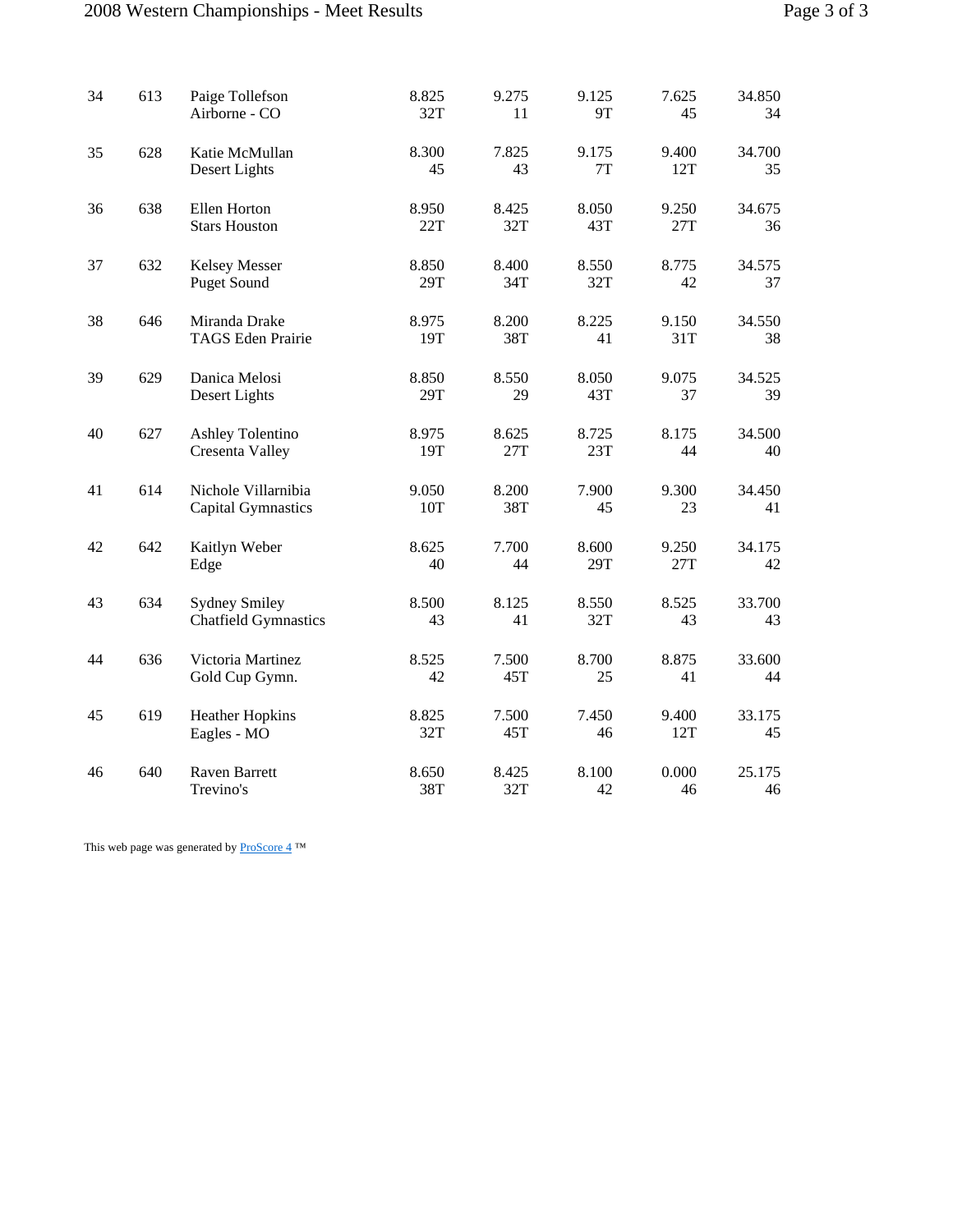| | | | | | | | |
|---|---|---|---|---|---|---|---|
| 34 | 613 | Paige Tollefson<br>Airborne - CO | 8.825<br>32T | 9.275<br>11 | 9.125<br>9T | 7.625<br>45 | 34.850<br>34 |
| 35 | 628 | Katie McMullan<br>Desert Lights | 8.300<br>45 | 7.825<br>43 | 9.175<br>7T | 9.400<br>12T | 34.700<br>35 |
| 36 | 638 | Ellen Horton<br>Stars Houston | 8.950<br>22T | 8.425<br>32T | 8.050<br>43T | 9.250<br>27T | 34.675<br>36 |
| 37 | 632 | Kelsey Messer<br>Puget Sound | 8.850<br>29T | 8.400<br>34T | 8.550<br>32T | 8.775<br>42 | 34.575<br>37 |
| 38 | 646 | Miranda Drake<br>TAGS Eden Prairie | 8.975<br>19T | 8.200<br>38T | 8.225<br>41 | 9.150<br>31T | 34.550<br>38 |
| 39 | 629 | Danica Melosi<br>Desert Lights | 8.850<br>29T | 8.550<br>29 | 8.050<br>43T | 9.075<br>37 | 34.525<br>39 |
| 40 | 627 | Ashley Tolentino<br>Cresenta Valley | 8.975<br>19T | 8.625<br>27T | 8.725<br>23T | 8.175<br>44 | 34.500<br>40 |
| 41 | 614 | Nichole Villarnibia<br>Capital Gymnastics | 9.050<br>10T | 8.200<br>38T | 7.900<br>45 | 9.300<br>23 | 34.450<br>41 |
| 42 | 642 | Kaitlyn Weber<br>Edge | 8.625<br>40 | 7.700<br>44 | 8.600<br>29T | 9.250<br>27T | 34.175<br>42 |
| 43 | 634 | Sydney Smiley<br>Chatfield Gymnastics | 8.500<br>43 | 8.125<br>41 | 8.550<br>32T | 8.525<br>43 | 33.700<br>43 |
| 44 | 636 | Victoria Martinez<br>Gold Cup Gymn. | 8.525<br>42 | 7.500<br>45T | 8.700<br>25 | 8.875<br>41 | 33.600<br>44 |
| 45 | 619 | Heather Hopkins<br>Eagles - MO | 8.825<br>32T | 7.500<br>45T | 7.450<br>46 | 9.400<br>12T | 33.175<br>45 |
| 46 | 640 | Raven Barrett<br>Trevino's | 8.650<br>38T | 8.425<br>32T | 8.100<br>42 | 0.000<br>46 | 25.175<br>46 |

This web page was generated by ProScore 4 ™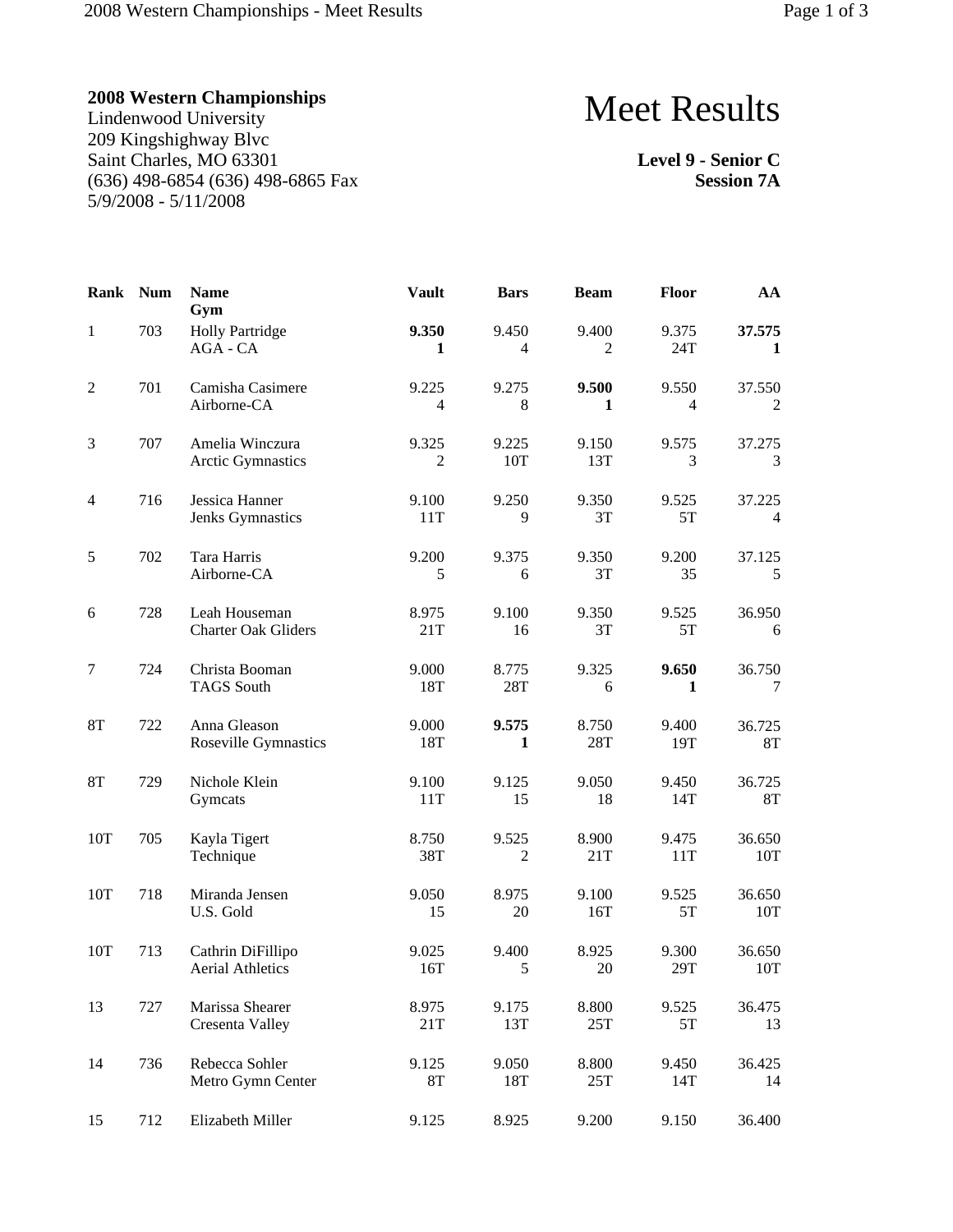**2008 Western Championships**
Lindenwood University
209 Kingshighway Blvc
Saint Charles, MO 63301
(636) 498-6854 (636) 498-6865 Fax
5/9/2008 - 5/11/2008

# Meet Results

**Level 9 - Senior C**
**Session 7A**

| Rank | Num | Name / Gym | Vault | Bars | Beam | Floor | AA |
|---|---|---|---|---|---|---|---|
| 1 | 703 | Holly Partridge<br>AGA - CA | **9.350**<br>**1** | 9.450<br>4 | 9.400<br>2 | 9.375<br>24T | **37.575**<br>**1** |
| 2 | 701 | Camisha Casimere<br>Airborne-CA | 9.225<br>4 | 9.275<br>8 | **9.500**<br>**1** | 9.550<br>4 | 37.550<br>2 |
| 3 | 707 | Amelia Winczura<br>Arctic Gymnastics | 9.325<br>2 | 9.225<br>10T | 9.150<br>13T | 9.575<br>3 | 37.275<br>3 |
| 4 | 716 | Jessica Hanner<br>Jenks Gymnastics | 9.100<br>11T | 9.250<br>9 | 9.350<br>3T | 9.525<br>5T | 37.225<br>4 |
| 5 | 702 | Tara Harris<br>Airborne-CA | 9.200<br>5 | 9.375<br>6 | 9.350<br>3T | 9.200<br>35 | 37.125<br>5 |
| 6 | 728 | Leah Houseman<br>Charter Oak Gliders | 8.975<br>21T | 9.100<br>16 | 9.350<br>3T | 9.525<br>5T | 36.950<br>6 |
| 7 | 724 | Christa Booman<br>TAGS South | 9.000<br>18T | 8.775<br>28T | 9.325<br>6 | **9.650**<br>**1** | 36.750<br>7 |
| 8T | 722 | Anna Gleason<br>Roseville Gymnastics | 9.000<br>18T | **9.575**<br>**1** | 8.750<br>28T | 9.400<br>19T | 36.725<br>8T |
| 8T | 729 | Nichole Klein<br>Gymcats | 9.100<br>11T | 9.125<br>15 | 9.050<br>18 | 9.450<br>14T | 36.725<br>8T |
| 10T | 705 | Kayla Tigert<br>Technique | 8.750<br>38T | 9.525<br>2 | 8.900<br>21T | 9.475<br>11T | 36.650<br>10T |
| 10T | 718 | Miranda Jensen<br>U.S. Gold | 9.050<br>15 | 8.975<br>20 | 9.100<br>16T | 9.525<br>5T | 36.650<br>10T |
| 10T | 713 | Cathrin DiFillipo<br>Aerial Athletics | 9.025<br>16T | 9.400<br>5 | 8.925<br>20 | 9.300<br>29T | 36.650<br>10T |
| 13 | 727 | Marissa Shearer<br>Cresenta Valley | 8.975<br>21T | 9.175<br>13T | 8.800<br>25T | 9.525<br>5T | 36.475<br>13 |
| 14 | 736 | Rebecca Sohler<br>Metro Gymn Center | 9.125<br>8T | 9.050<br>18T | 8.800<br>25T | 9.450<br>14T | 36.425<br>14 |
| 15 | 712 | Elizabeth Miller | 9.125 | 8.925 | 9.200 | 9.150 | 36.400 |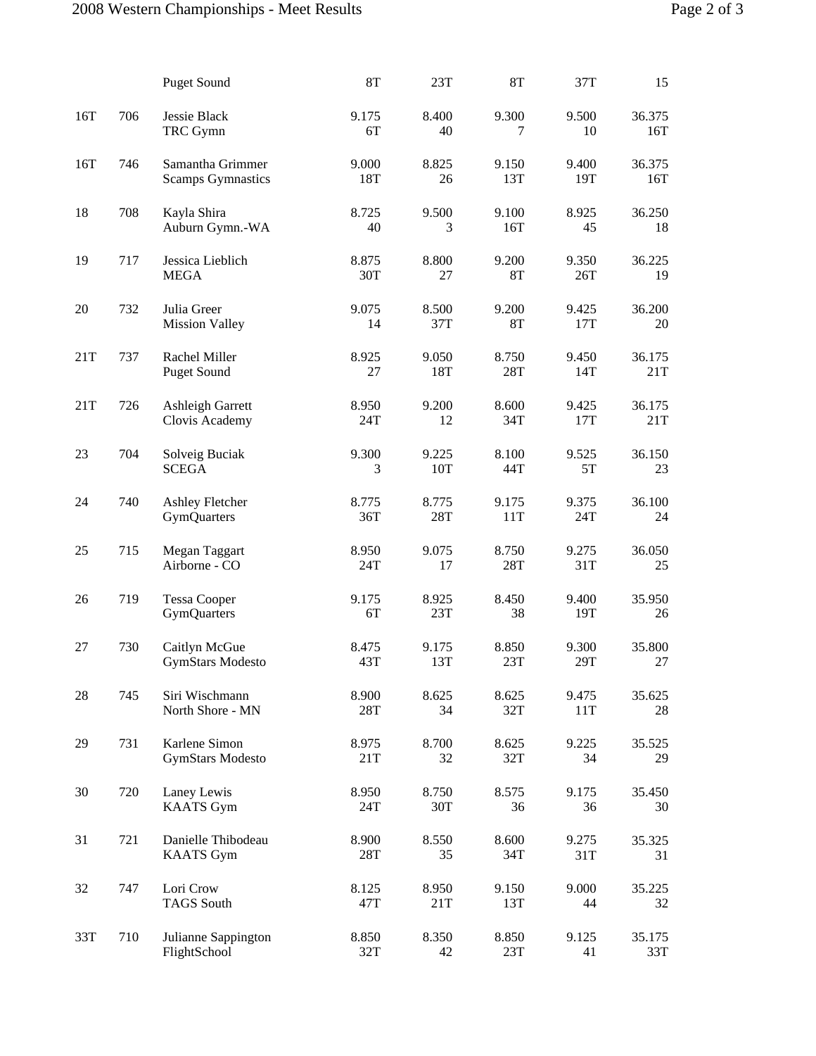| Place | No. | Name / Gym | Vault | Bars | Beam | Floor | AA |
|---|---|---|---|---|---|---|---|
| | | Puget Sound | 8T | 23T | 8T | 37T | 15 |
| 16T | 706 | Jessie Black | 9.175 | 8.400 | 9.300 | 9.500 | 36.375 |
| | | TRC Gymn | 6T | 40 | 7 | 10 | 16T |
| 16T | 746 | Samantha Grimmer | 9.000 | 8.825 | 9.150 | 9.400 | 36.375 |
| | | Scamps Gymnastics | 18T | 26 | 13T | 19T | 16T |
| 18 | 708 | Kayla Shira | 8.725 | 9.500 | 9.100 | 8.925 | 36.250 |
| | | Auburn Gymn.-WA | 40 | 3 | 16T | 45 | 18 |
| 19 | 717 | Jessica Lieblich | 8.875 | 8.800 | 9.200 | 9.350 | 36.225 |
| | | MEGA | 30T | 27 | 8T | 26T | 19 |
| 20 | 732 | Julia Greer | 9.075 | 8.500 | 9.200 | 9.425 | 36.200 |
| | | Mission Valley | 14 | 37T | 8T | 17T | 20 |
| 21T | 737 | Rachel Miller | 8.925 | 9.050 | 8.750 | 9.450 | 36.175 |
| | | Puget Sound | 27 | 18T | 28T | 14T | 21T |
| 21T | 726 | Ashleigh Garrett | 8.950 | 9.200 | 8.600 | 9.425 | 36.175 |
| | | Clovis Academy | 24T | 12 | 34T | 17T | 21T |
| 23 | 704 | Solveig Buciak | 9.300 | 9.225 | 8.100 | 9.525 | 36.150 |
| | | SCEGA | 3 | 10T | 44T | 5T | 23 |
| 24 | 740 | Ashley Fletcher | 8.775 | 8.775 | 9.175 | 9.375 | 36.100 |
| | | GymQuarters | 36T | 28T | 11T | 24T | 24 |
| 25 | 715 | Megan Taggart | 8.950 | 9.075 | 8.750 | 9.275 | 36.050 |
| | | Airborne - CO | 24T | 17 | 28T | 31T | 25 |
| 26 | 719 | Tessa Cooper | 9.175 | 8.925 | 8.450 | 9.400 | 35.950 |
| | | GymQuarters | 6T | 23T | 38 | 19T | 26 |
| 27 | 730 | Caitlyn McGue | 8.475 | 9.175 | 8.850 | 9.300 | 35.800 |
| | | GymStars Modesto | 43T | 13T | 23T | 29T | 27 |
| 28 | 745 | Siri Wischmann | 8.900 | 8.625 | 8.625 | 9.475 | 35.625 |
| | | North Shore - MN | 28T | 34 | 32T | 11T | 28 |
| 29 | 731 | Karlene Simon | 8.975 | 8.700 | 8.625 | 9.225 | 35.525 |
| | | GymStars Modesto | 21T | 32 | 32T | 34 | 29 |
| 30 | 720 | Laney Lewis | 8.950 | 8.750 | 8.575 | 9.175 | 35.450 |
| | | KAATS Gym | 24T | 30T | 36 | 36 | 30 |
| 31 | 721 | Danielle Thibodeau | 8.900 | 8.550 | 8.600 | 9.275 | 35.325 |
| | | KAATS Gym | 28T | 35 | 34T | 31T | 31 |
| 32 | 747 | Lori Crow | 8.125 | 8.950 | 9.150 | 9.000 | 35.225 |
| | | TAGS South | 47T | 21T | 13T | 44 | 32 |
| 33T | 710 | Julianne Sappington | 8.850 | 8.350 | 8.850 | 9.125 | 35.175 |
| | | FlightSchool | 32T | 42 | 23T | 41 | 33T |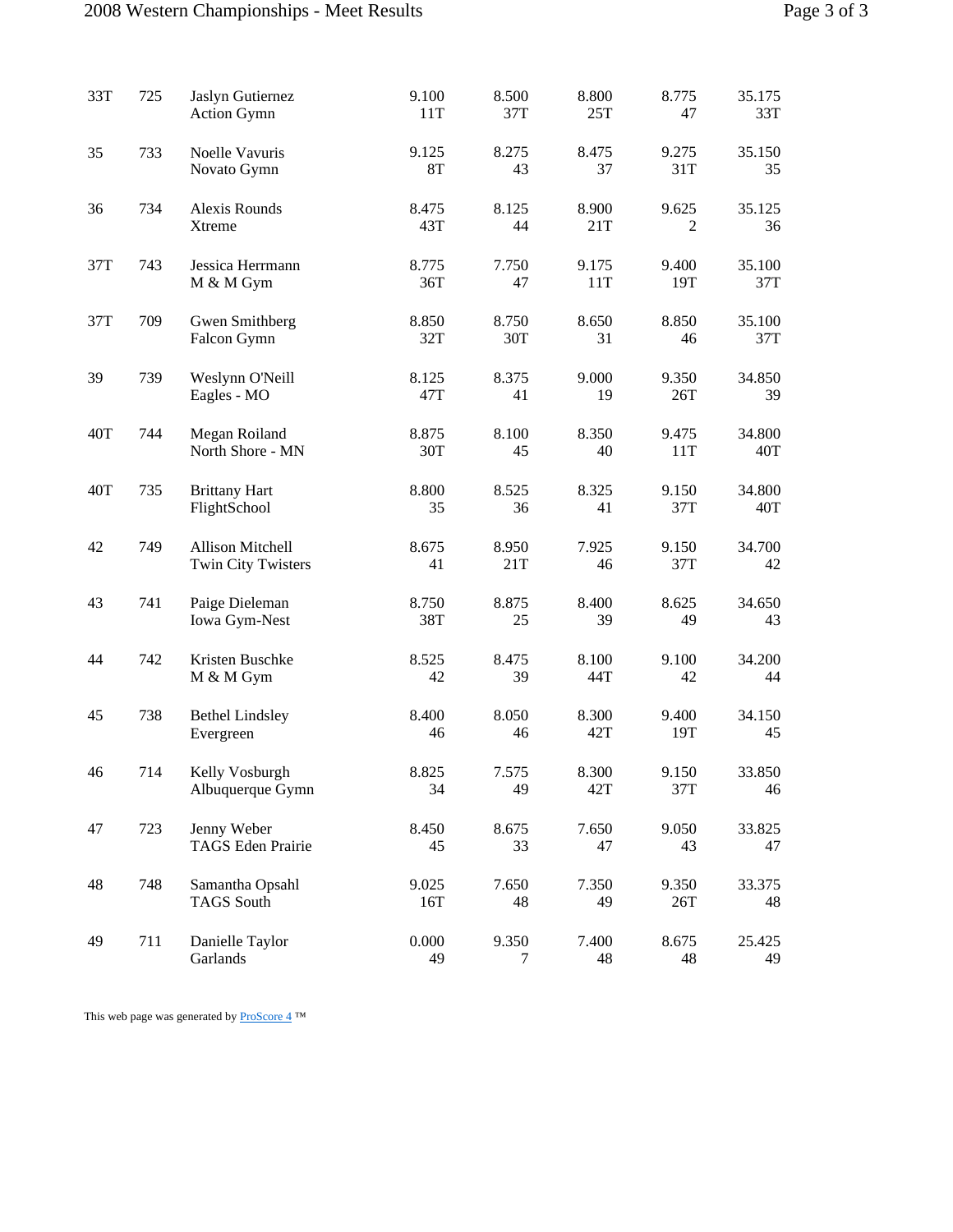| Place | No. | Name / Gym | | | | | |
|---|---|---|---|---|---|---|---|
| 33T | 725 | Jaslyn Gutiernez<br>Action Gymn | 9.100<br>11T | 8.500<br>37T | 8.800<br>25T | 8.775<br>47 | 35.175<br>33T |
| 35 | 733 | Noelle Vavuris<br>Novato Gymn | 9.125<br>8T | 8.275<br>43 | 8.475<br>37 | 9.275<br>31T | 35.150<br>35 |
| 36 | 734 | Alexis Rounds<br>Xtreme | 8.475<br>43T | 8.125<br>44 | 8.900<br>21T | 9.625<br>2 | 35.125<br>36 |
| 37T | 743 | Jessica Herrmann<br>M & M Gym | 8.775<br>36T | 7.750<br>47 | 9.175<br>11T | 9.400<br>19T | 35.100<br>37T |
| 37T | 709 | Gwen Smithberg<br>Falcon Gymn | 8.850<br>32T | 8.750<br>30T | 8.650<br>31 | 8.850<br>46 | 35.100<br>37T |
| 39 | 739 | Weslynn O'Neill<br>Eagles - MO | 8.125<br>47T | 8.375<br>41 | 9.000<br>19 | 9.350<br>26T | 34.850<br>39 |
| 40T | 744 | Megan Roiland<br>North Shore - MN | 8.875<br>30T | 8.100<br>45 | 8.350<br>40 | 9.475<br>11T | 34.800<br>40T |
| 40T | 735 | Brittany Hart<br>FlightSchool | 8.800<br>35 | 8.525<br>36 | 8.325<br>41 | 9.150<br>37T | 34.800<br>40T |
| 42 | 749 | Allison Mitchell<br>Twin City Twisters | 8.675<br>41 | 8.950<br>21T | 7.925<br>46 | 9.150<br>37T | 34.700<br>42 |
| 43 | 741 | Paige Dieleman<br>Iowa Gym-Nest | 8.750<br>38T | 8.875<br>25 | 8.400<br>39 | 8.625<br>49 | 34.650<br>43 |
| 44 | 742 | Kristen Buschke<br>M & M Gym | 8.525<br>42 | 8.475<br>39 | 8.100<br>44T | 9.100<br>42 | 34.200<br>44 |
| 45 | 738 | Bethel Lindsley<br>Evergreen | 8.400<br>46 | 8.050<br>46 | 8.300<br>42T | 9.400<br>19T | 34.150<br>45 |
| 46 | 714 | Kelly Vosburgh<br>Albuquerque Gymn | 8.825<br>34 | 7.575<br>49 | 8.300<br>42T | 9.150<br>37T | 33.850<br>46 |
| 47 | 723 | Jenny Weber<br>TAGS Eden Prairie | 8.450<br>45 | 8.675<br>33 | 7.650<br>47 | 9.050<br>43 | 33.825<br>47 |
| 48 | 748 | Samantha Opsahl<br>TAGS South | 9.025<br>16T | 7.650<br>48 | 7.350<br>49 | 9.350<br>26T | 33.375<br>48 |
| 49 | 711 | Danielle Taylor<br>Garlands | 0.000<br>49 | 9.350<br>7 | 7.400<br>48 | 8.675<br>48 | 25.425<br>49 |

This web page was generated by ProScore 4 ™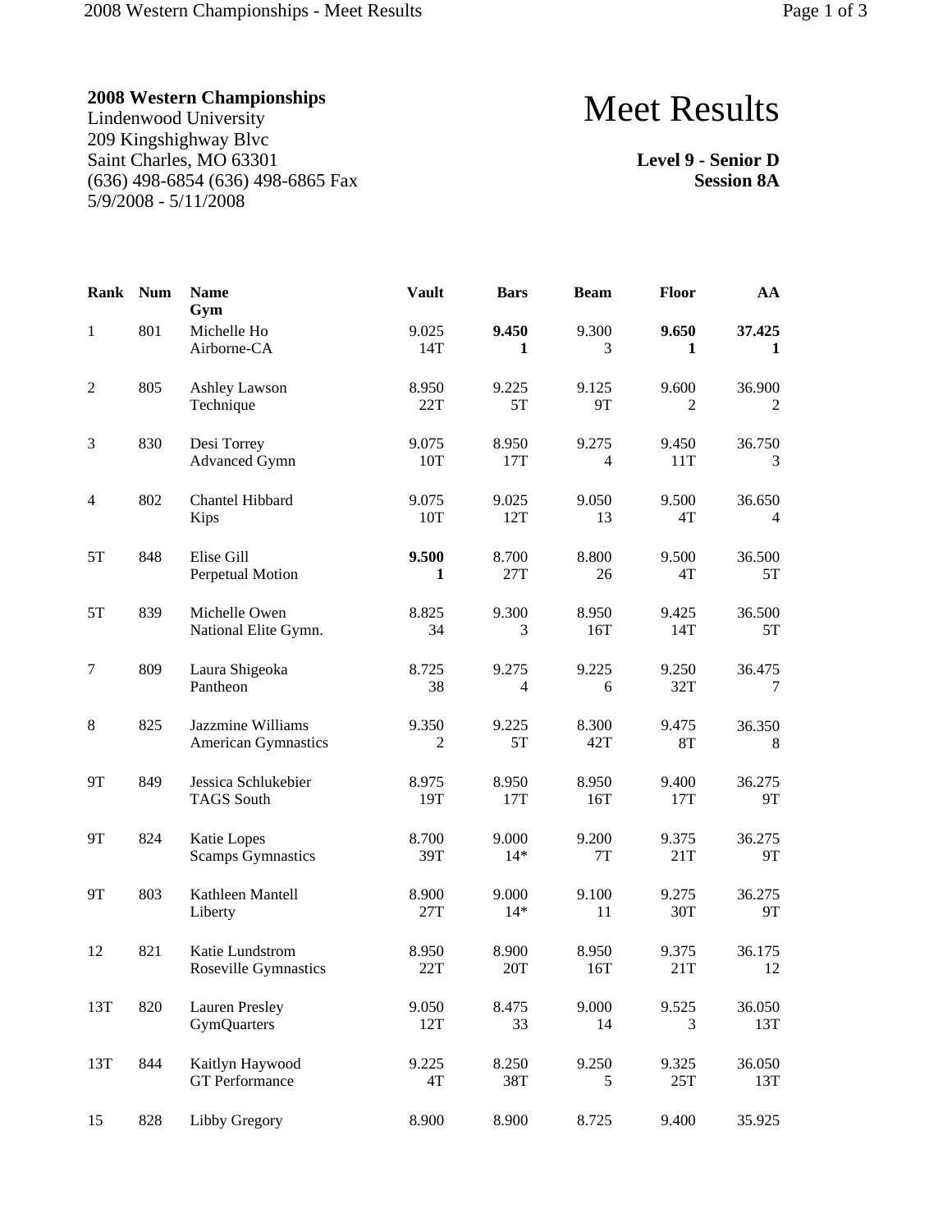**2008 Western Championships**
Lindenwood University
209 Kingshighway Blvc
Saint Charles, MO 63301
(636) 498-6854 (636) 498-6865 Fax
5/9/2008 - 5/11/2008

# Meet Results

**Level 9 - Senior D**
**Session 8A**

| Rank | Num | Name<br>Gym | Vault | Bars | Beam | Floor | AA |
|---|---|---|---|---|---|---|---|
| 1 | 801 | Michelle Ho<br>Airborne-CA | 9.025<br>14T | **9.450**<br>**1** | 9.300<br>3 | **9.650**<br>**1** | **37.425**<br>**1** |
| 2 | 805 | Ashley Lawson<br>Technique | 8.950<br>22T | 9.225<br>5T | 9.125<br>9T | 9.600<br>2 | 36.900<br>2 |
| 3 | 830 | Desi Torrey<br>Advanced Gymn | 9.075<br>10T | 8.950<br>17T | 9.275<br>4 | 9.450<br>11T | 36.750<br>3 |
| 4 | 802 | Chantel Hibbard<br>Kips | 9.075<br>10T | 9.025<br>12T | 9.050<br>13 | 9.500<br>4T | 36.650<br>4 |
| 5T | 848 | Elise Gill<br>Perpetual Motion | **9.500**<br>**1** | 8.700<br>27T | 8.800<br>26 | 9.500<br>4T | 36.500<br>5T |
| 5T | 839 | Michelle Owen<br>National Elite Gymn. | 8.825<br>34 | 9.300<br>3 | 8.950<br>16T | 9.425<br>14T | 36.500<br>5T |
| 7 | 809 | Laura Shigeoka<br>Pantheon | 8.725<br>38 | 9.275<br>4 | 9.225<br>6 | 9.250<br>32T | 36.475<br>7 |
| 8 | 825 | Jazzmine Williams<br>American Gymnastics | 9.350<br>2 | 9.225<br>5T | 8.300<br>42T | 9.475<br>8T | 36.350<br>8 |
| 9T | 849 | Jessica Schlukebier<br>TAGS South | 8.975<br>19T | 8.950<br>17T | 8.950<br>16T | 9.400<br>17T | 36.275<br>9T |
| 9T | 824 | Katie Lopes<br>Scamps Gymnastics | 8.700<br>39T | 9.000<br>14* | 9.200<br>7T | 9.375<br>21T | 36.275<br>9T |
| 9T | 803 | Kathleen Mantell<br>Liberty | 8.900<br>27T | 9.000<br>14* | 9.100<br>11 | 9.275<br>30T | 36.275<br>9T |
| 12 | 821 | Katie Lundstrom<br>Roseville Gymnastics | 8.950<br>22T | 8.900<br>20T | 8.950<br>16T | 9.375<br>21T | 36.175<br>12 |
| 13T | 820 | Lauren Presley<br>GymQuarters | 9.050<br>12T | 8.475<br>33 | 9.000<br>14 | 9.525<br>3 | 36.050<br>13T |
| 13T | 844 | Kaitlyn Haywood<br>GT Performance | 9.225<br>4T | 8.250<br>38T | 9.250<br>5 | 9.325<br>25T | 36.050<br>13T |
| 15 | 828 | Libby Gregory | 8.900 | 8.900 | 8.725 | 9.400 | 35.925 |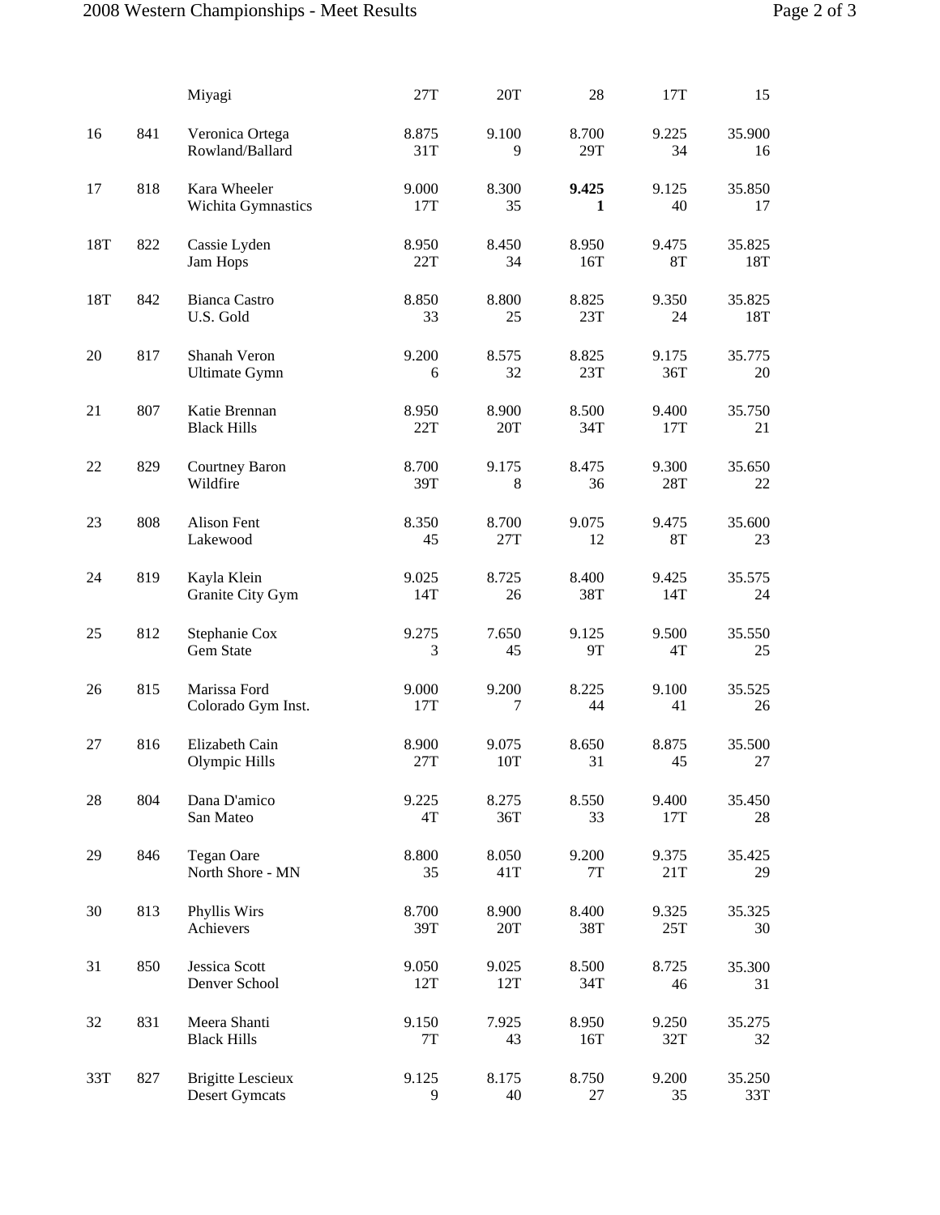| | | | | | | | |
|---|---|---|---|---|---|---|---|
| | | Miyagi | 27T | 20T | 28 | 17T | 15 |
| 16 | 841 | Veronica Ortega<br>Rowland/Ballard | 8.875<br>31T | 9.100<br>9 | 8.700<br>29T | 9.225<br>34 | 35.900<br>16 |
| 17 | 818 | Kara Wheeler<br>Wichita Gymnastics | 9.000<br>17T | 8.300<br>35 | **9.425**<br>**1** | 9.125<br>40 | 35.850<br>17 |
| 18T | 822 | Cassie Lyden<br>Jam Hops | 8.950<br>22T | 8.450<br>34 | 8.950<br>16T | 9.475<br>8T | 35.825<br>18T |
| 18T | 842 | Bianca Castro<br>U.S. Gold | 8.850<br>33 | 8.800<br>25 | 8.825<br>23T | 9.350<br>24 | 35.825<br>18T |
| 20 | 817 | Shanah Veron<br>Ultimate Gymn | 9.200<br>6 | 8.575<br>32 | 8.825<br>23T | 9.175<br>36T | 35.775<br>20 |
| 21 | 807 | Katie Brennan<br>Black Hills | 8.950<br>22T | 8.900<br>20T | 8.500<br>34T | 9.400<br>17T | 35.750<br>21 |
| 22 | 829 | Courtney Baron<br>Wildfire | 8.700<br>39T | 9.175<br>8 | 8.475<br>36 | 9.300<br>28T | 35.650<br>22 |
| 23 | 808 | Alison Fent<br>Lakewood | 8.350<br>45 | 8.700<br>27T | 9.075<br>12 | 9.475<br>8T | 35.600<br>23 |
| 24 | 819 | Kayla Klein<br>Granite City Gym | 9.025<br>14T | 8.725<br>26 | 8.400<br>38T | 9.425<br>14T | 35.575<br>24 |
| 25 | 812 | Stephanie Cox<br>Gem State | 9.275<br>3 | 7.650<br>45 | 9.125<br>9T | 9.500<br>4T | 35.550<br>25 |
| 26 | 815 | Marissa Ford<br>Colorado Gym Inst. | 9.000<br>17T | 9.200<br>7 | 8.225<br>44 | 9.100<br>41 | 35.525<br>26 |
| 27 | 816 | Elizabeth Cain<br>Olympic Hills | 8.900<br>27T | 9.075<br>10T | 8.650<br>31 | 8.875<br>45 | 35.500<br>27 |
| 28 | 804 | Dana D'amico<br>San Mateo | 9.225<br>4T | 8.275<br>36T | 8.550<br>33 | 9.400<br>17T | 35.450<br>28 |
| 29 | 846 | Tegan Oare<br>North Shore - MN | 8.800<br>35 | 8.050<br>41T | 9.200<br>7T | 9.375<br>21T | 35.425<br>29 |
| 30 | 813 | Phyllis Wirs<br>Achievers | 8.700<br>39T | 8.900<br>20T | 8.400<br>38T | 9.325<br>25T | 35.325<br>30 |
| 31 | 850 | Jessica Scott<br>Denver School | 9.050<br>12T | 9.025<br>12T | 8.500<br>34T | 8.725<br>46 | 35.300<br>31 |
| 32 | 831 | Meera Shanti<br>Black Hills | 9.150<br>7T | 7.925<br>43 | 8.950<br>16T | 9.250<br>32T | 35.275<br>32 |
| 33T | 827 | Brigitte Lescieux<br>Desert Gymcats | 9.125<br>9 | 8.175<br>40 | 8.750<br>27 | 9.200<br>35 | 35.250<br>33T |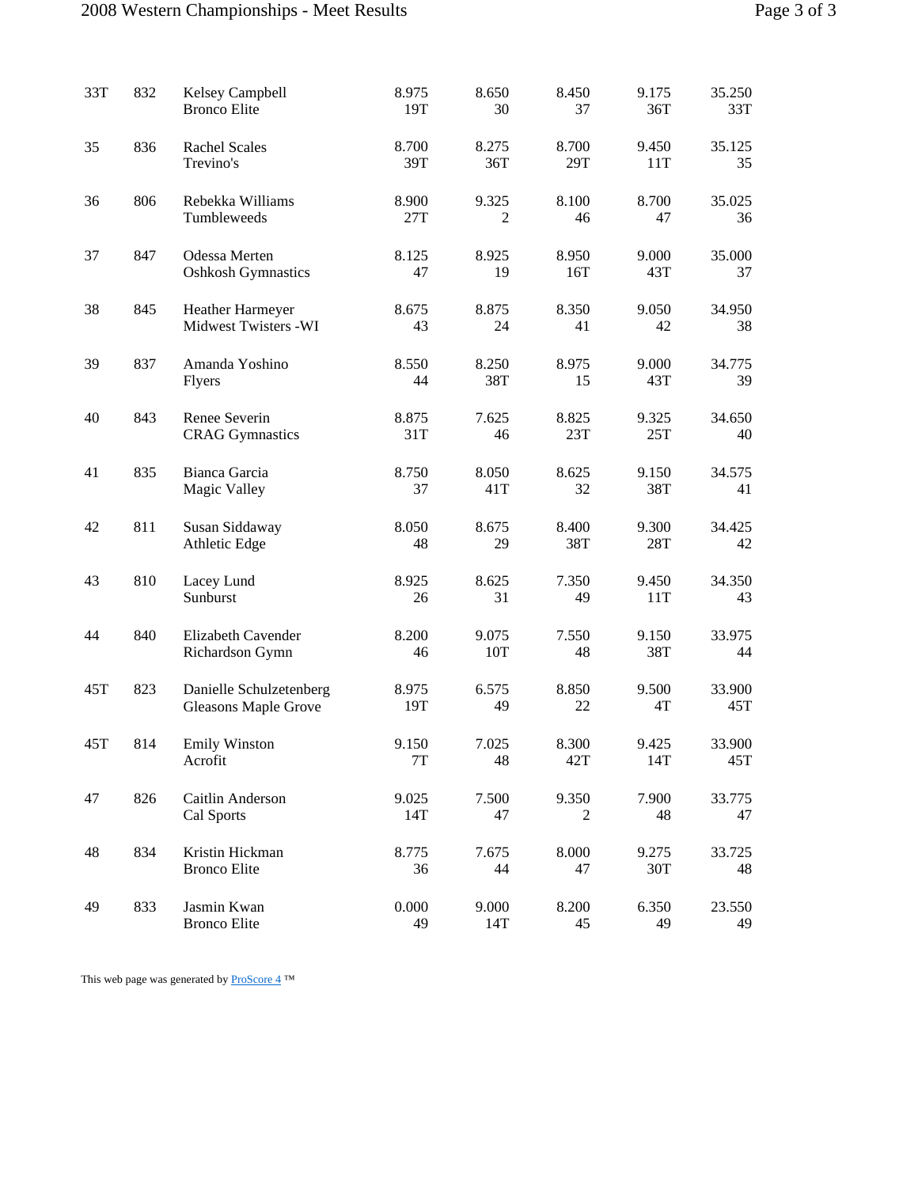| | | | | | | | |
|---|---|---|---|---|---|---|---|
| 33T | 832 | Kelsey Campbell<br>Bronco Elite | 8.975<br>19T | 8.650<br>30 | 8.450<br>37 | 9.175<br>36T | 35.250<br>33T |
| 35 | 836 | Rachel Scales<br>Trevino's | 8.700<br>39T | 8.275<br>36T | 8.700<br>29T | 9.450<br>11T | 35.125<br>35 |
| 36 | 806 | Rebekka Williams<br>Tumbleweeds | 8.900<br>27T | 9.325<br>2 | 8.100<br>46 | 8.700<br>47 | 35.025<br>36 |
| 37 | 847 | Odessa Merten<br>Oshkosh Gymnastics | 8.125<br>47 | 8.925<br>19 | 8.950<br>16T | 9.000<br>43T | 35.000<br>37 |
| 38 | 845 | Heather Harmeyer<br>Midwest Twisters -WI | 8.675<br>43 | 8.875<br>24 | 8.350<br>41 | 9.050<br>42 | 34.950<br>38 |
| 39 | 837 | Amanda Yoshino<br>Flyers | 8.550<br>44 | 8.250<br>38T | 8.975<br>15 | 9.000<br>43T | 34.775<br>39 |
| 40 | 843 | Renee Severin<br>CRAG Gymnastics | 8.875<br>31T | 7.625<br>46 | 8.825<br>23T | 9.325<br>25T | 34.650<br>40 |
| 41 | 835 | Bianca Garcia<br>Magic Valley | 8.750<br>37 | 8.050<br>41T | 8.625<br>32 | 9.150<br>38T | 34.575<br>41 |
| 42 | 811 | Susan Siddaway<br>Athletic Edge | 8.050<br>48 | 8.675<br>29 | 8.400<br>38T | 9.300<br>28T | 34.425<br>42 |
| 43 | 810 | Lacey Lund<br>Sunburst | 8.925<br>26 | 8.625<br>31 | 7.350<br>49 | 9.450<br>11T | 34.350<br>43 |
| 44 | 840 | Elizabeth Cavender<br>Richardson Gymn | 8.200<br>46 | 9.075<br>10T | 7.550<br>48 | 9.150<br>38T | 33.975<br>44 |
| 45T | 823 | Danielle Schulzetenberg<br>Gleasons Maple Grove | 8.975<br>19T | 6.575<br>49 | 8.850<br>22 | 9.500<br>4T | 33.900<br>45T |
| 45T | 814 | Emily Winston<br>Acrofit | 9.150<br>7T | 7.025<br>48 | 8.300<br>42T | 9.425<br>14T | 33.900<br>45T |
| 47 | 826 | Caitlin Anderson<br>Cal Sports | 9.025<br>14T | 7.500<br>47 | 9.350<br>2 | 7.900<br>48 | 33.775<br>47 |
| 48 | 834 | Kristin Hickman<br>Bronco Elite | 8.775<br>36 | 7.675<br>44 | 8.000<br>47 | 9.275<br>30T | 33.725<br>48 |
| 49 | 833 | Jasmin Kwan<br>Bronco Elite | 0.000<br>49 | 9.000<br>14T | 8.200<br>45 | 6.350<br>49 | 23.550<br>49 |

This web page was generated by ProScore 4 ™